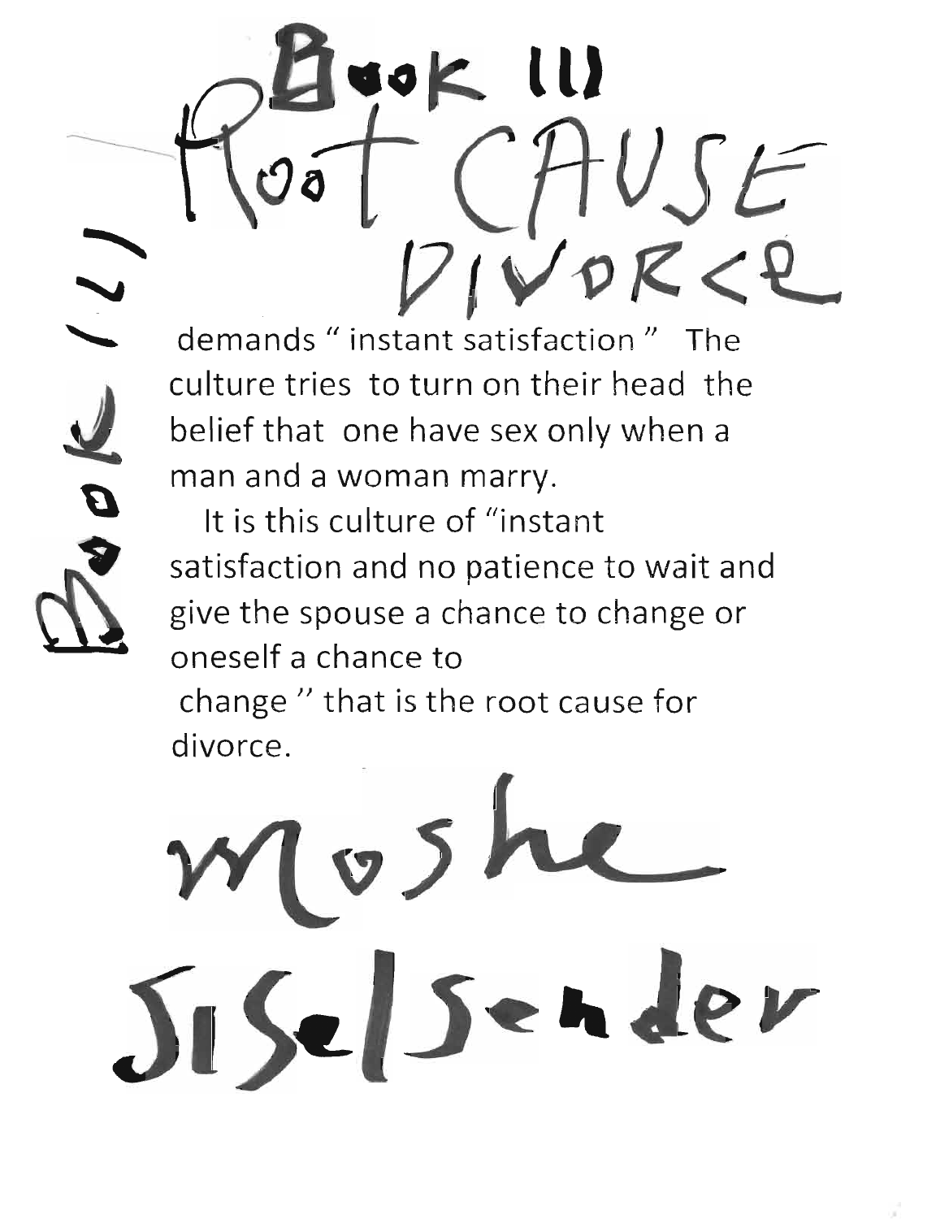# Book (1)

# Book III

# Root CAUSE DIVORCE

demands " instant satisfaction " The culture tries to turn on their head the belief that one have sex only when a man and a woman marry.

It is this culture of "instant satisfaction and no patience to wait and give the spouse a chance to change or oneself a chance to change " that is the root cause for divorce.

Moshe Siselsender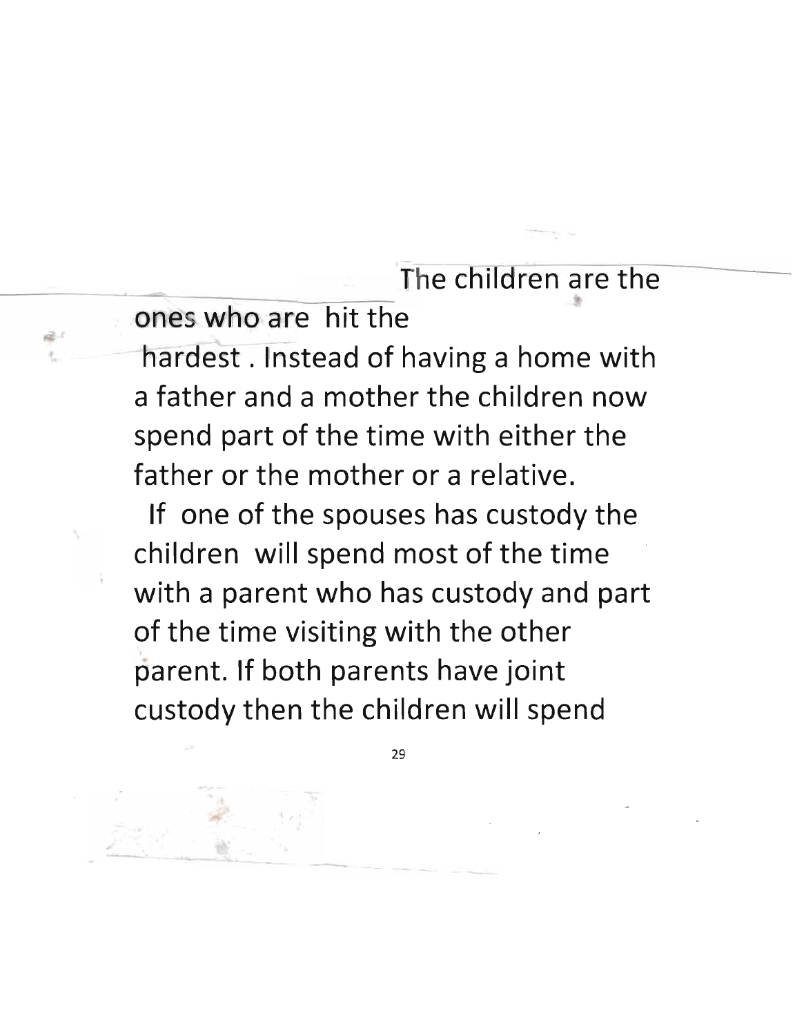The children are the ones who are hit the hardest . Instead of having a home with a father and a mother the children now spend part of the time with either the father or the mother or a relative.

If one of the spouses has custody the children will spend most of the time with a parent who has custody and part of the time visiting with the other parent. If both parents have joint custody then the children will spend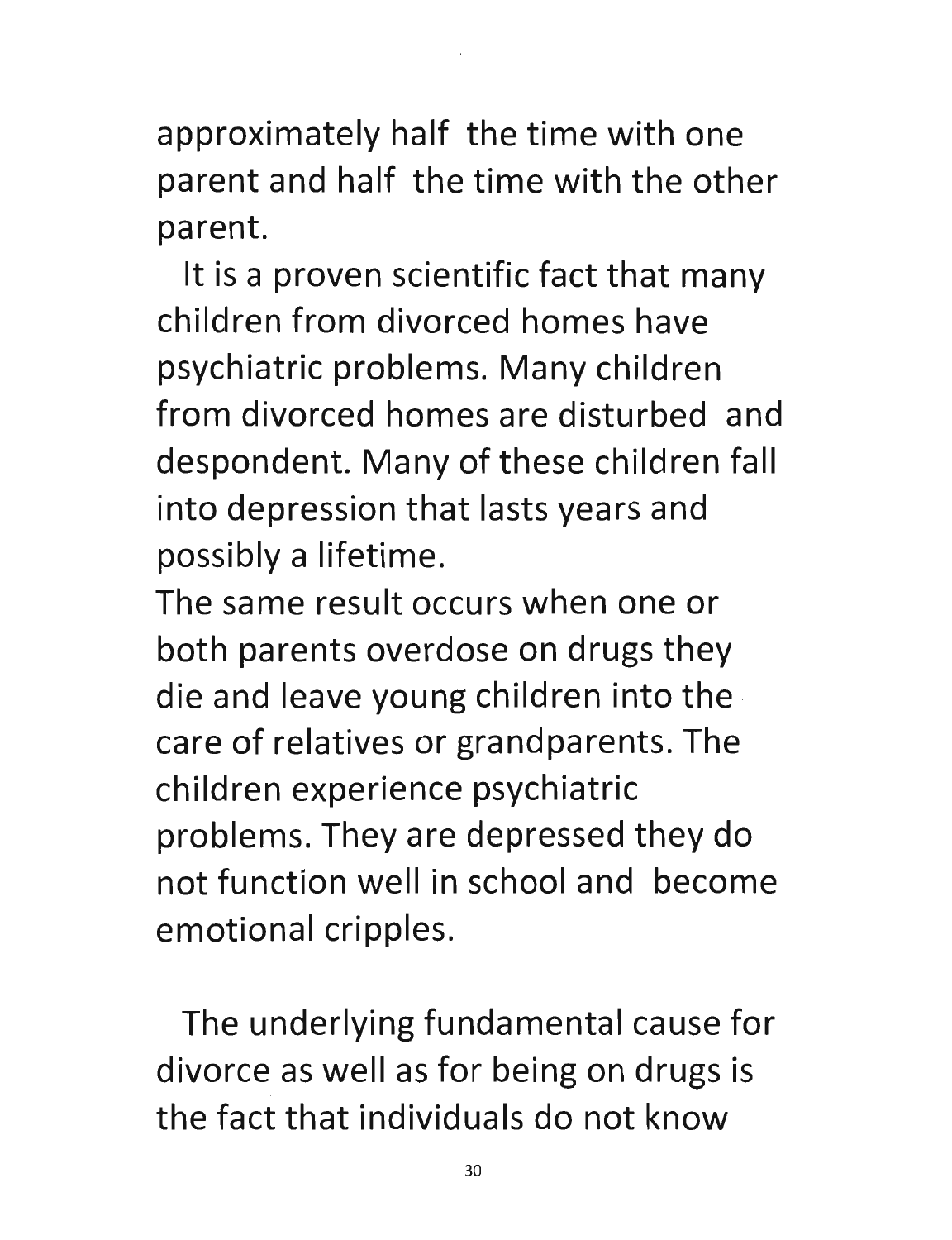approximately half the time with one parent and half the time with the other parent.

It is a proven scientific fact that many children from divorced homes have psychiatric problems. Many children from divorced homes are disturbed and despondent. Many of these children fall into depression that lasts years and possibly a lifetime.

The same result occurs when one or both parents overdose on drugs they die and leave young children into the care of relatives or grandparents. The children experience psychiatric problems. They are depressed they do not function well in school and become emotional cripples.

The underlying fundamental cause for divorce as well as for being on drugs is the fact that individuals do not know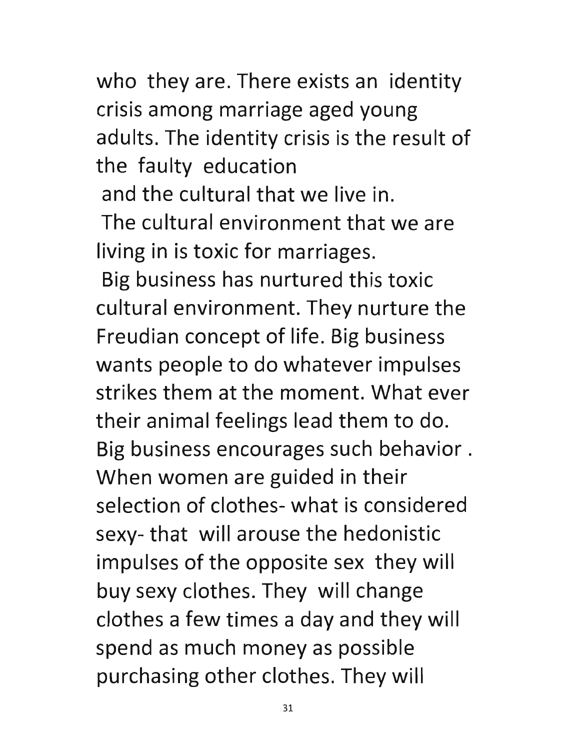who they are. There exists an identity crisis among marriage aged young adults. The identity crisis is the result of the faulty education
and the cultural that we live in.
The cultural environment that we are living in is toxic for marriages.
Big business has nurtured this toxic cultural environment. They nurture the Freudian concept of life. Big business wants people to do whatever impulses strikes them at the moment. What ever their animal feelings lead them to do. Big business encourages such behavior . When women are guided in their selection of clothes- what is considered sexy- that will arouse the hedonistic impulses of the opposite sex they will buy sexy clothes. They will change clothes a few times a day and they will spend as much money as possible purchasing other clothes. They will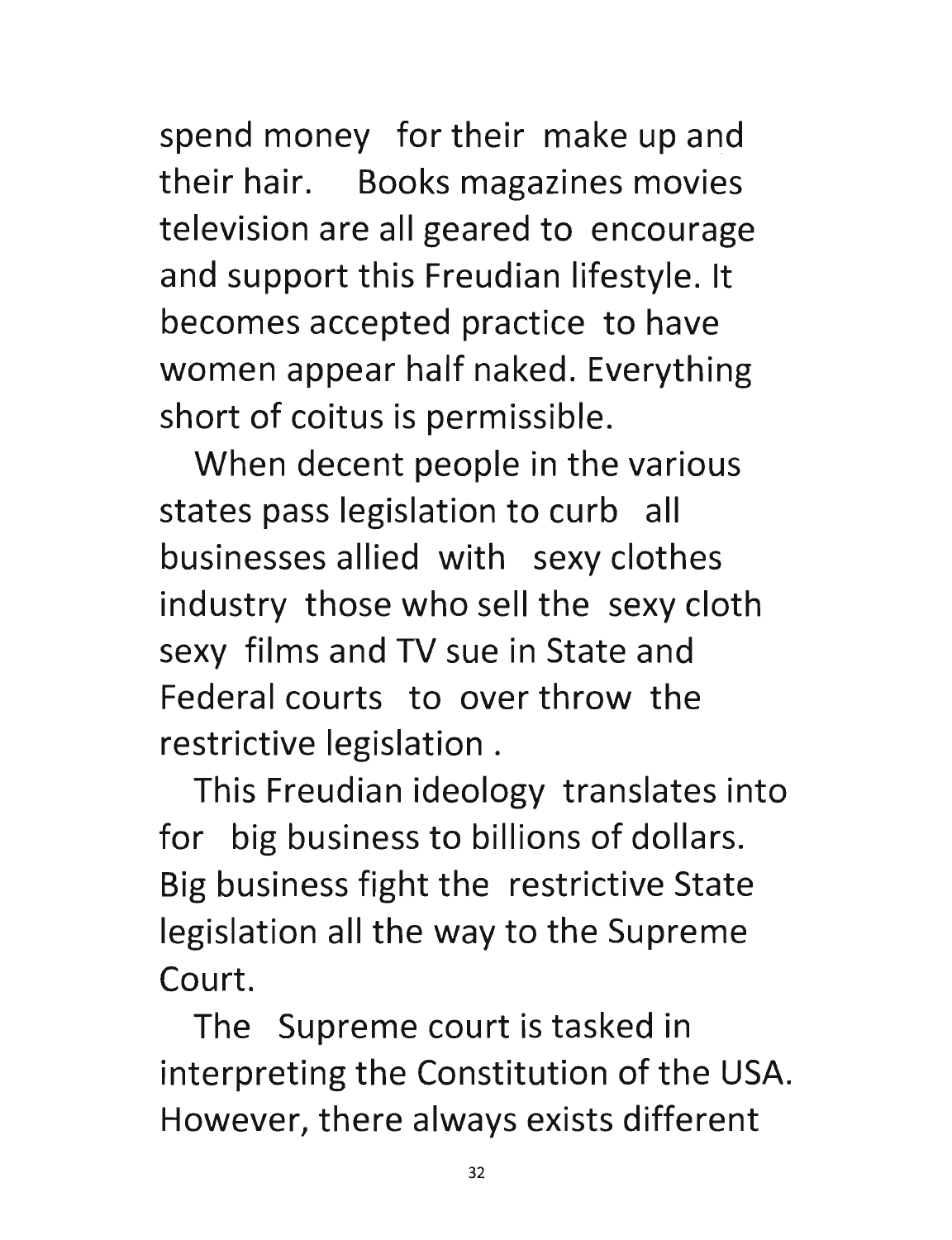spend money for their make up and their hair. Books magazines movies television are all geared to encourage and support this Freudian lifestyle. It becomes accepted practice to have women appear half naked. Everything short of coitus is permissible.

When decent people in the various states pass legislation to curb all businesses allied with sexy clothes industry those who sell the sexy cloth sexy films and TV sue in State and Federal courts to over throw the restrictive legislation .

This Freudian ideology translates into for big business to billions of dollars. Big business fight the restrictive State legislation all the way to the Supreme Court.

The Supreme court is tasked in interpreting the Constitution of the USA. However, there always exists different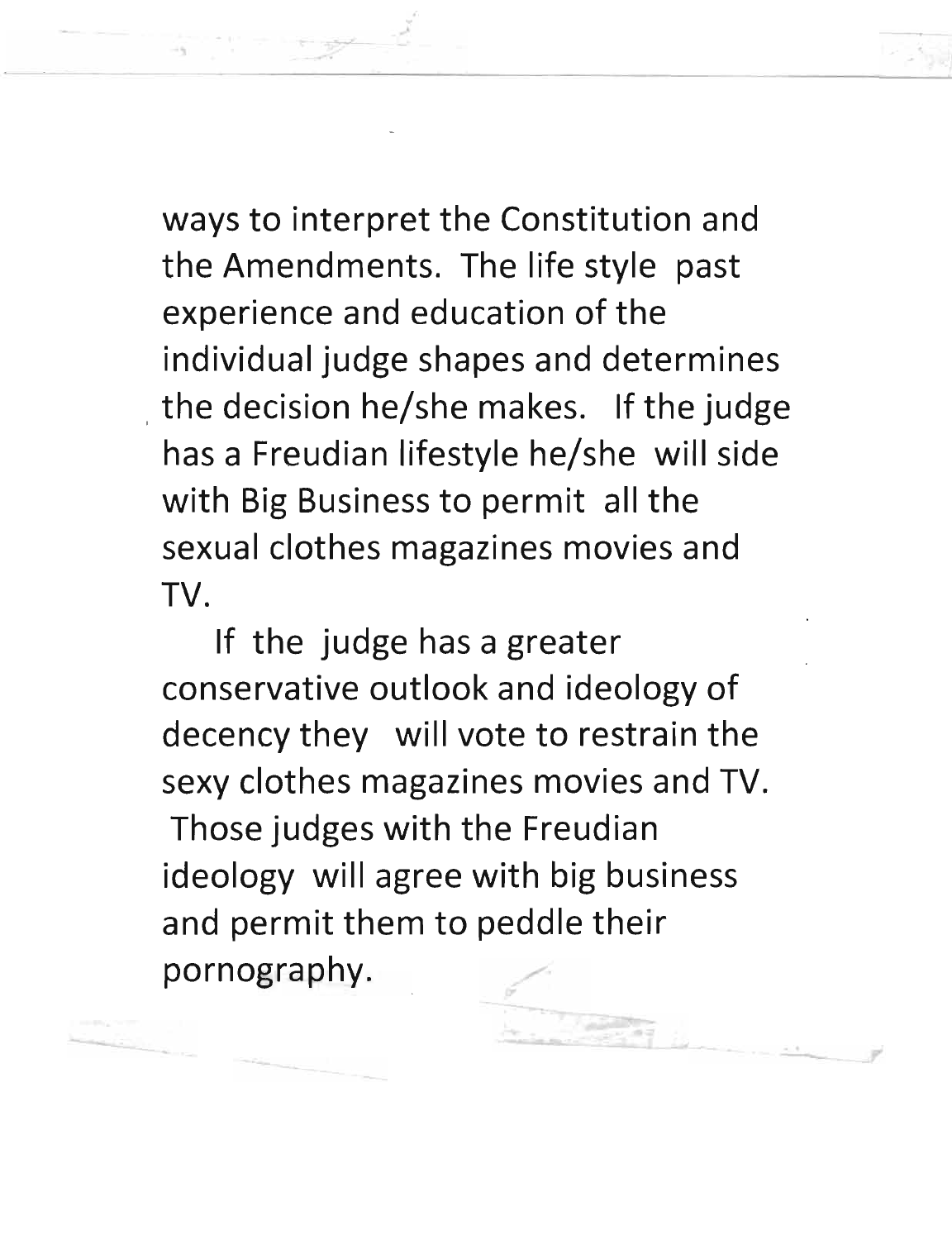ways to interpret the Constitution and the Amendments. The life style past experience and education of the individual judge shapes and determines the decision he/she makes. If the judge has a Freudian lifestyle he/she will side with Big Business to permit all the sexual clothes magazines movies and TV.

If the judge has a greater conservative outlook and ideology of decency they will vote to restrain the sexy clothes magazines movies and TV. Those judges with the Freudian ideology will agree with big business and permit them to peddle their pornography.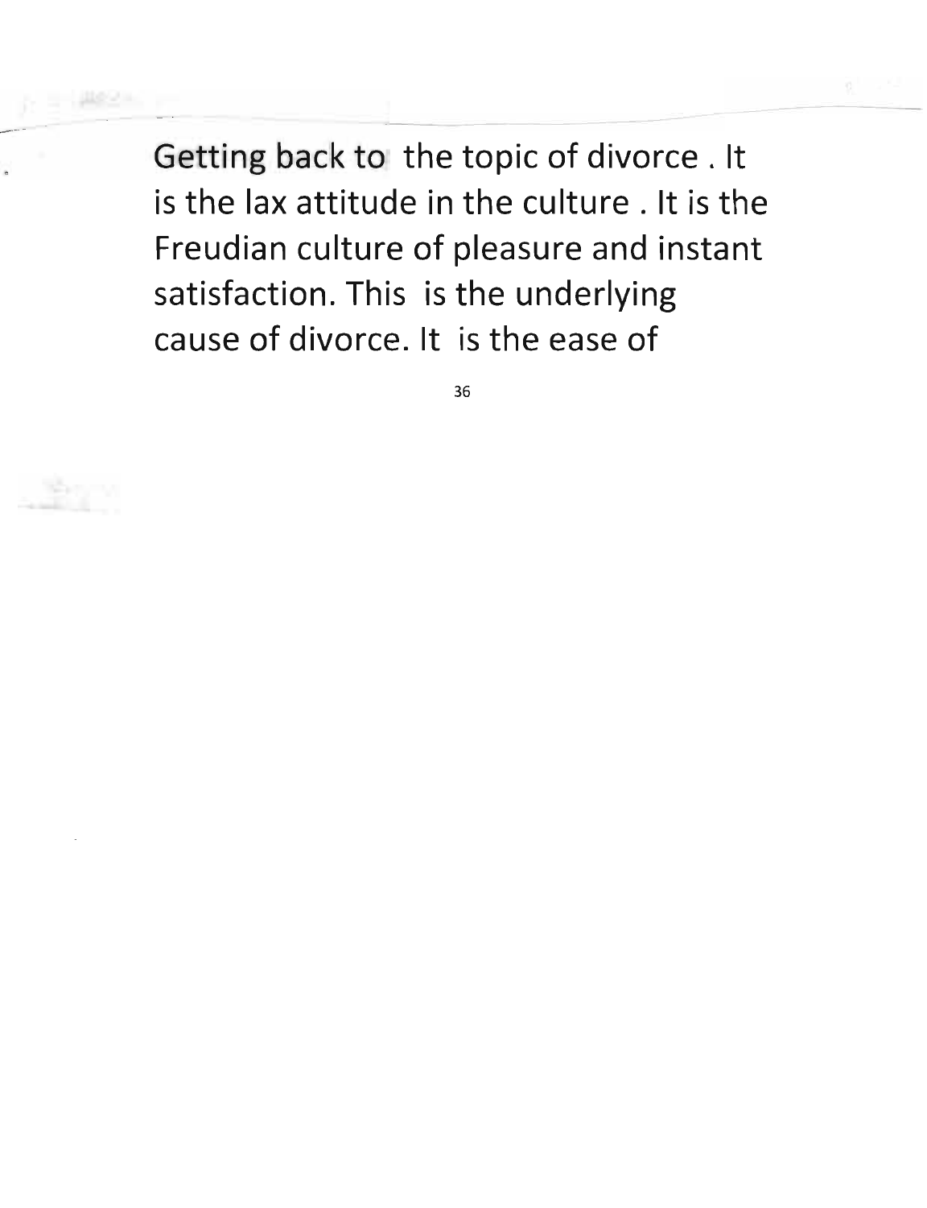Getting back to the topic of divorce . It is the lax attitude in the culture . It is the Freudian culture of pleasure and instant satisfaction. This is the underlying cause of divorce. It is the ease of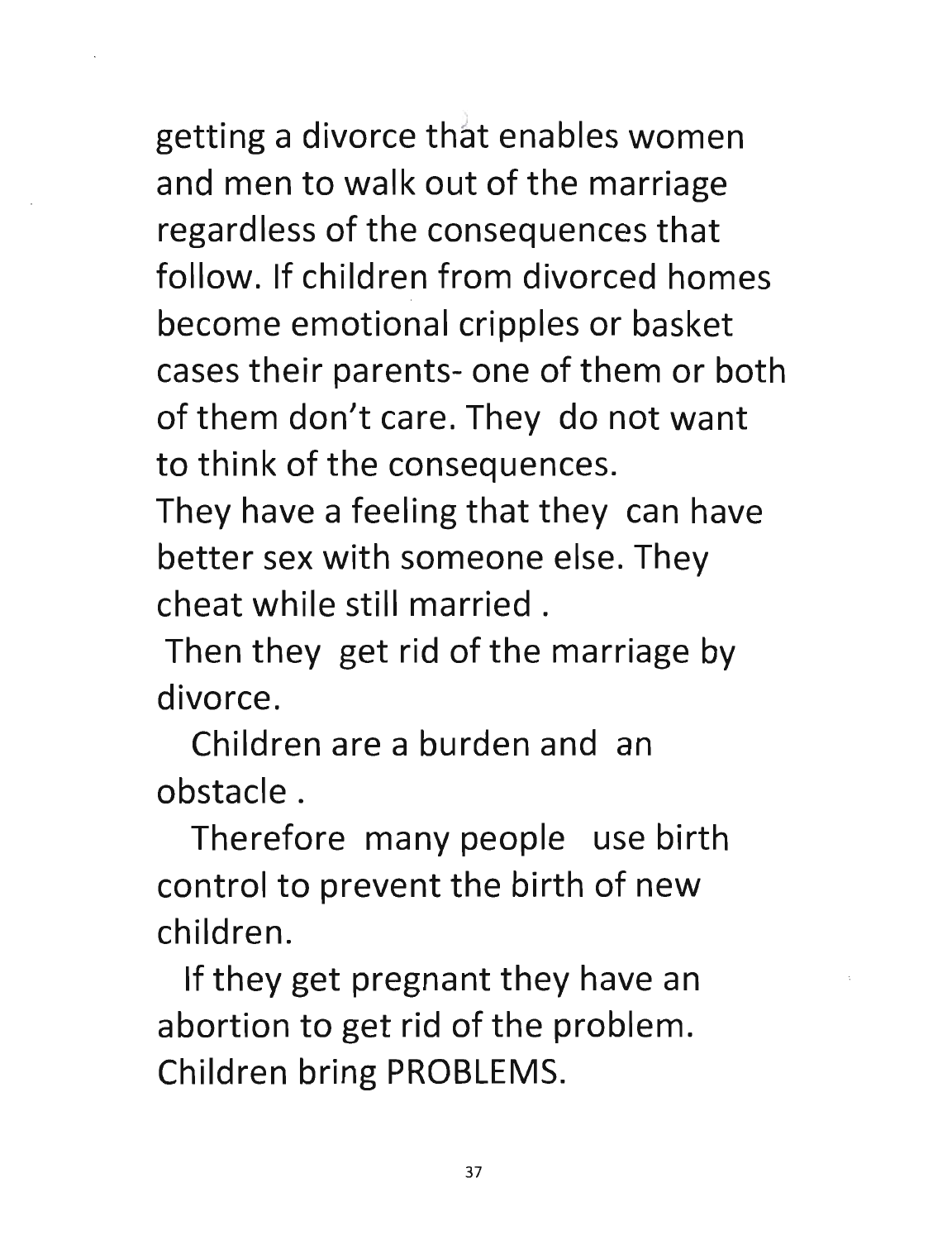getting a divorce that enables women and men to walk out of the marriage regardless of the consequences that follow. If children from divorced homes become emotional cripples or basket cases their parents- one of them or both of them don't care. They do not want to think of the consequences.

They have a feeling that they can have better sex with someone else. They cheat while still married .

Then they get rid of the marriage by divorce.

Children are a burden and an obstacle .

Therefore many people use birth control to prevent the birth of new children.

If they get pregnant they have an abortion to get rid of the problem. Children bring PROBLEMS.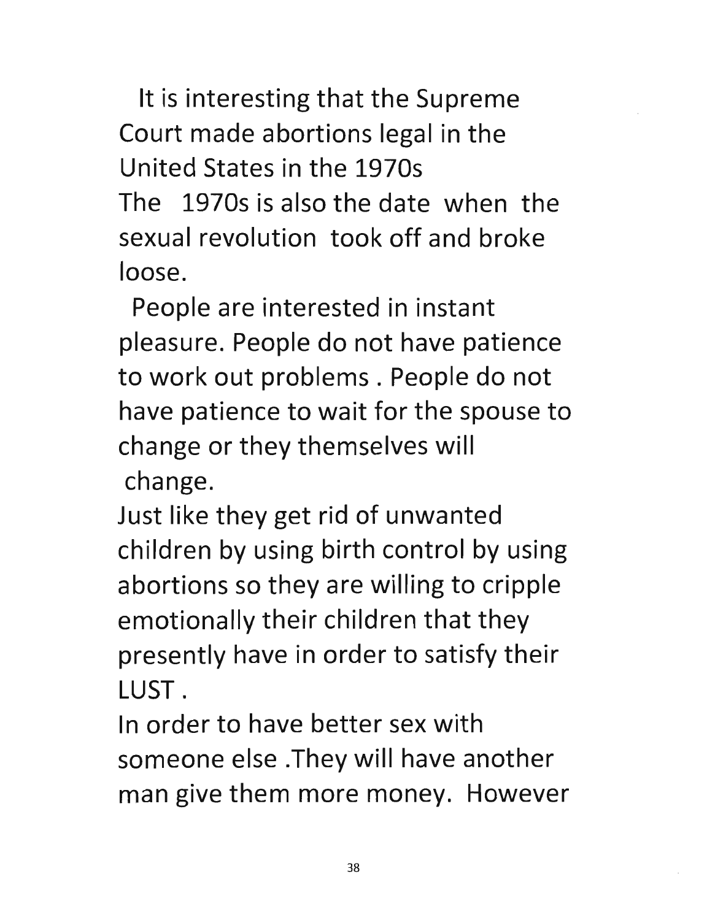It is interesting that the Supreme Court made abortions legal in the United States in the 1970s
The 1970s is also the date when the sexual revolution took off and broke loose.

People are interested in instant pleasure. People do not have patience to work out problems . People do not have patience to wait for the spouse to change or they themselves will change.
Just like they get rid of unwanted children by using birth control by using abortions so they are willing to cripple emotionally their children that they presently have in order to satisfy their LUST .
In order to have better sex with someone else .They will have another man give them more money. However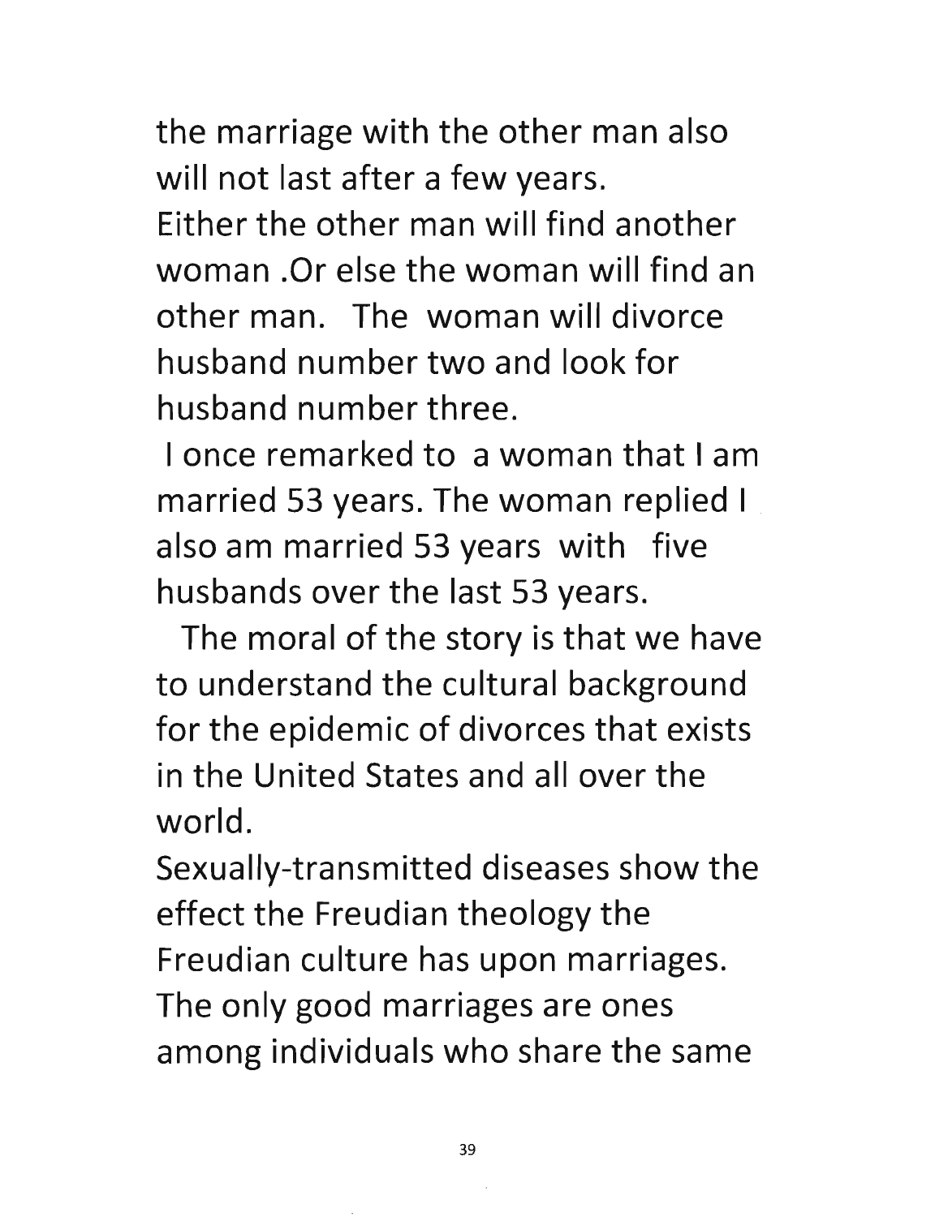the marriage with the other man also will not last after a few years.
Either the other man will find another woman .Or else the woman will find an other man. The woman will divorce husband number two and look for husband number three.

I once remarked to a woman that I am married 53 years. The woman replied I also am married 53 years with five husbands over the last 53 years.

The moral of the story is that we have to understand the cultural background for the epidemic of divorces that exists in the United States and all over the world.

Sexually-transmitted diseases show the effect the Freudian theology the Freudian culture has upon marriages. The only good marriages are ones among individuals who share the same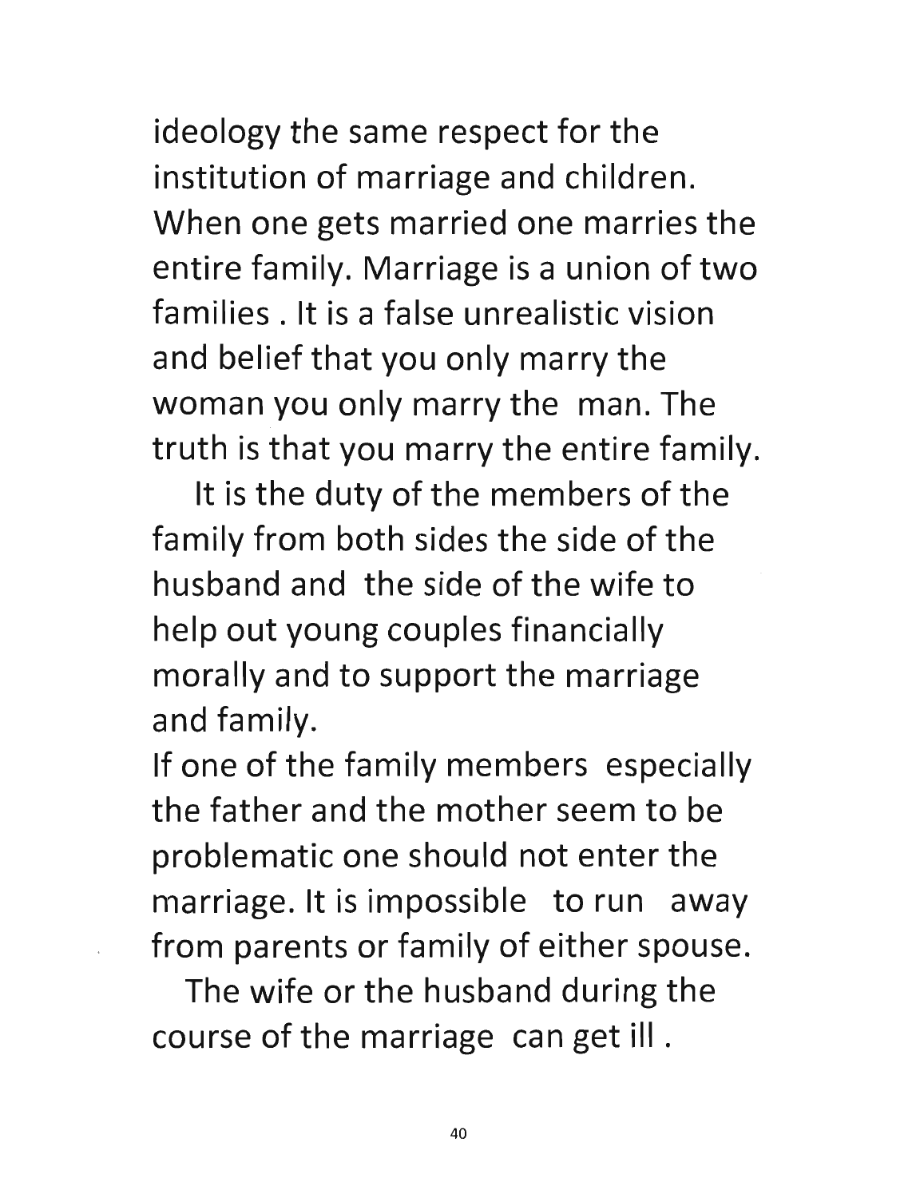ideology the same respect for the institution of marriage and children. When one gets married one marries the entire family. Marriage is a union of two families . It is a false unrealistic vision and belief that you only marry the woman you only marry the man. The truth is that you marry the entire family.

It is the duty of the members of the family from both sides the side of the husband and the side of the wife to help out young couples financially morally and to support the marriage and family.

If one of the family members especially the father and the mother seem to be problematic one should not enter the marriage. It is impossible to run away from parents or family of either spouse.

The wife or the husband during the course of the marriage can get ill .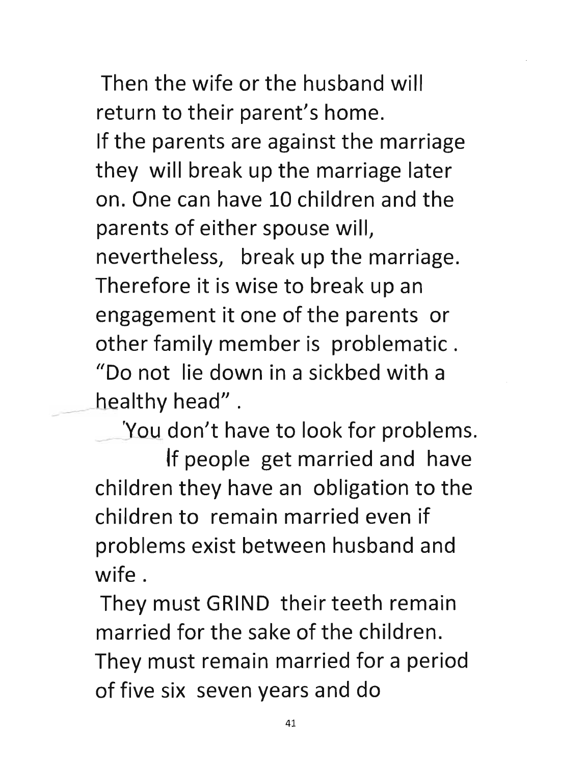Then the wife or the husband will return to their parent's home.
If the parents are against the marriage they will break up the marriage later on. One can have 10 children and the parents of either spouse will, nevertheless, break up the marriage. Therefore it is wise to break up an engagement it one of the parents or other family member is problematic.
"Do not lie down in a sickbed with a healthy head".
'You don't have to look for problems.

If people get married and have children they have an obligation to the children to remain married even if problems exist between husband and wife.
They must GRIND their teeth remain married for the sake of the children. They must remain married for a period of five six seven years and do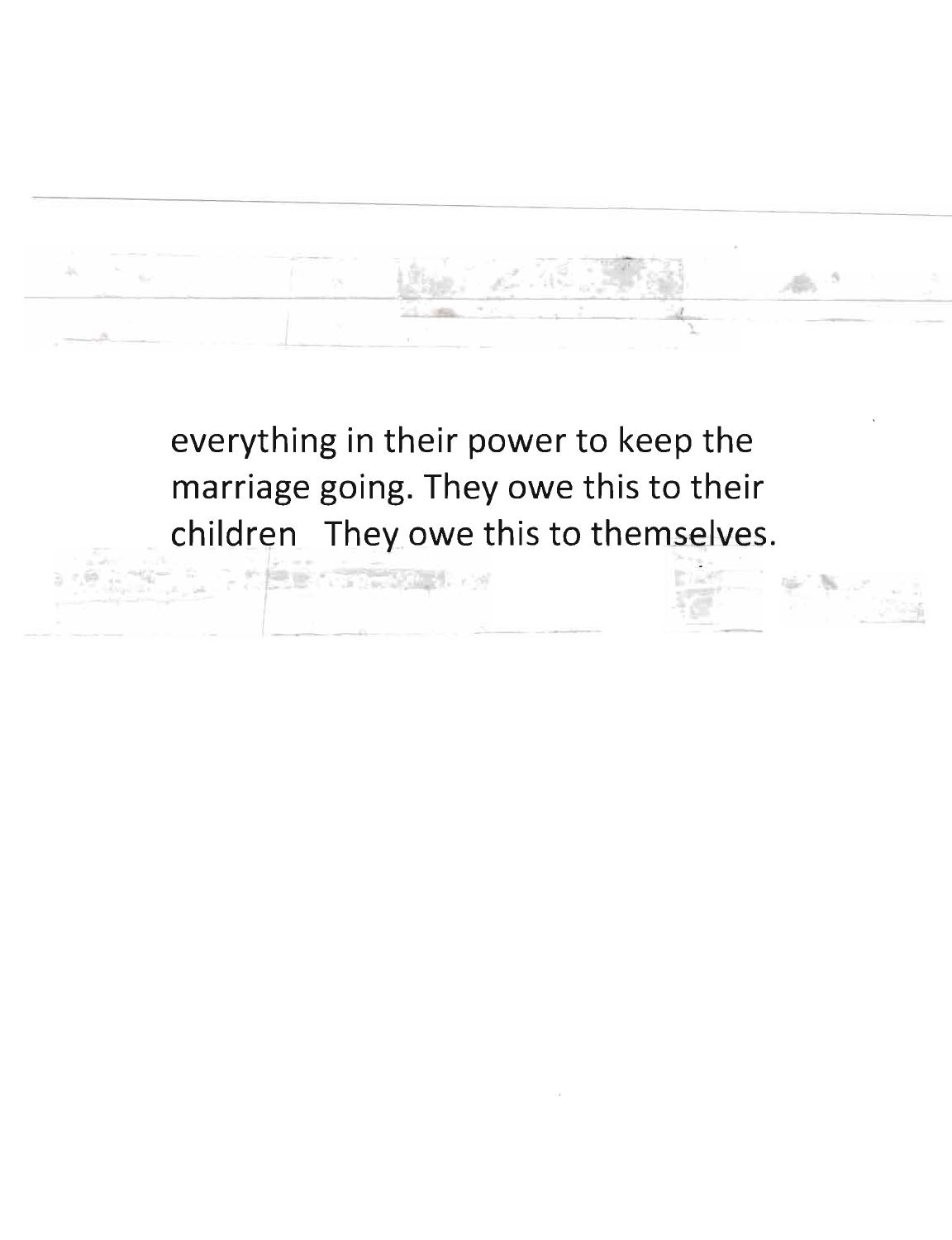everything in their power to keep the marriage going. They owe this to their children They owe this to themselves.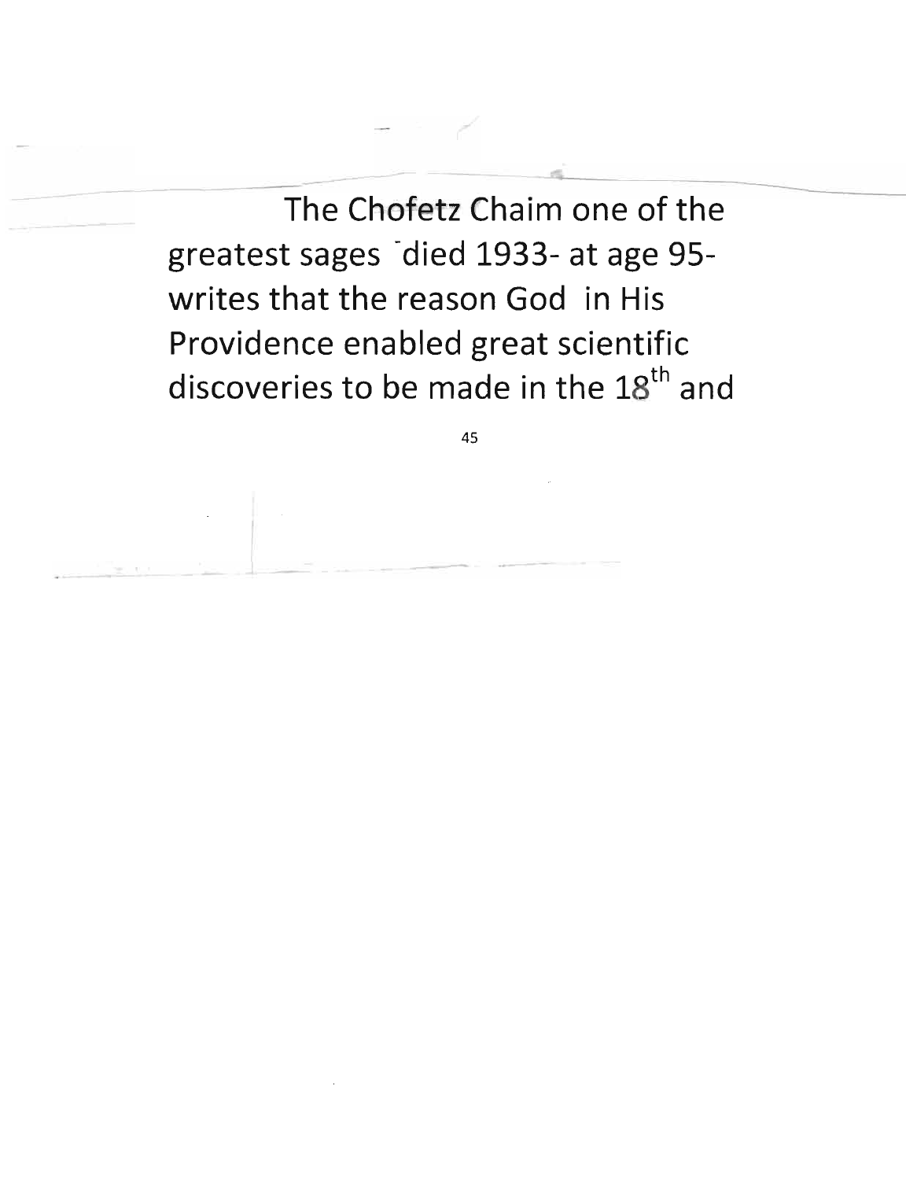The Chofetz Chaim one of the greatest sages -died 1933- at age 95- writes that the reason God in His Providence enabled great scientific discoveries to be made in the 18th and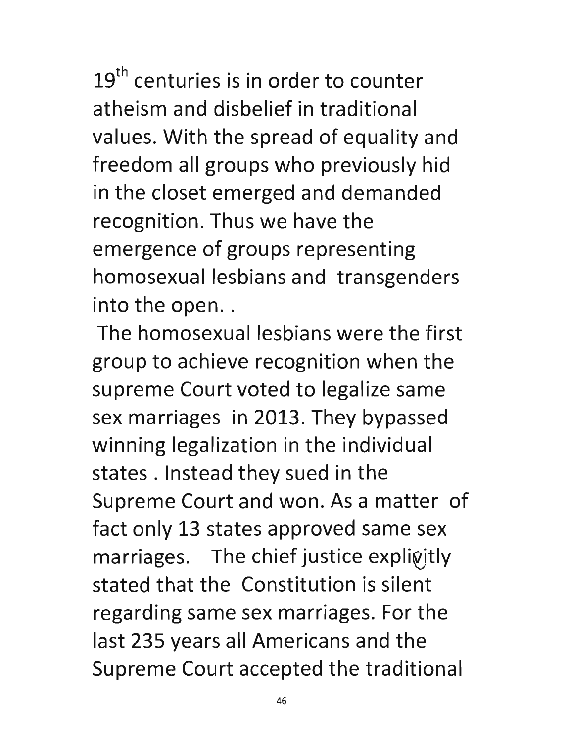19th centuries is in order to counter atheism and disbelief in traditional values. With the spread of equality and freedom all groups who previously hid in the closet emerged and demanded recognition. Thus we have the emergence of groups representing homosexual lesbians and transgenders into the open. .

The homosexual lesbians were the first group to achieve recognition when the supreme Court voted to legalize same sex marriages in 2013. They bypassed winning legalization in the individual states . Instead they sued in the Supreme Court and won. As a matter of fact only 13 states approved same sex marriages. The chief justice explicitly stated that the Constitution is silent regarding same sex marriages. For the last 235 years all Americans and the Supreme Court accepted the traditional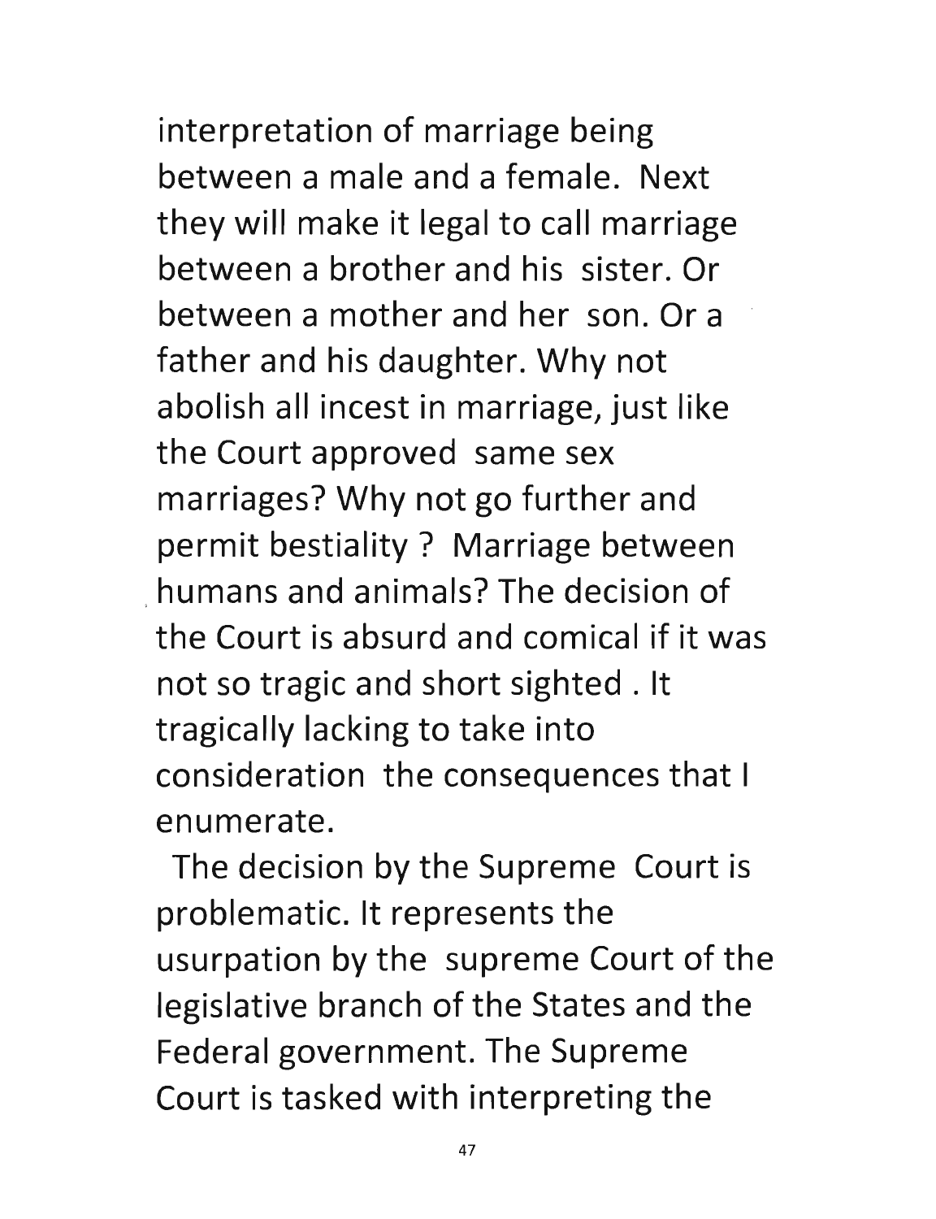interpretation of marriage being between a male and a female. Next they will make it legal to call marriage between a brother and his sister. Or between a mother and her son. Or a father and his daughter. Why not abolish all incest in marriage, just like the Court approved same sex marriages? Why not go further and permit bestiality ? Marriage between humans and animals? The decision of the Court is absurd and comical if it was not so tragic and short sighted . It tragically lacking to take into consideration the consequences that I enumerate.

The decision by the Supreme Court is problematic. It represents the usurpation by the supreme Court of the legislative branch of the States and the Federal government. The Supreme Court is tasked with interpreting the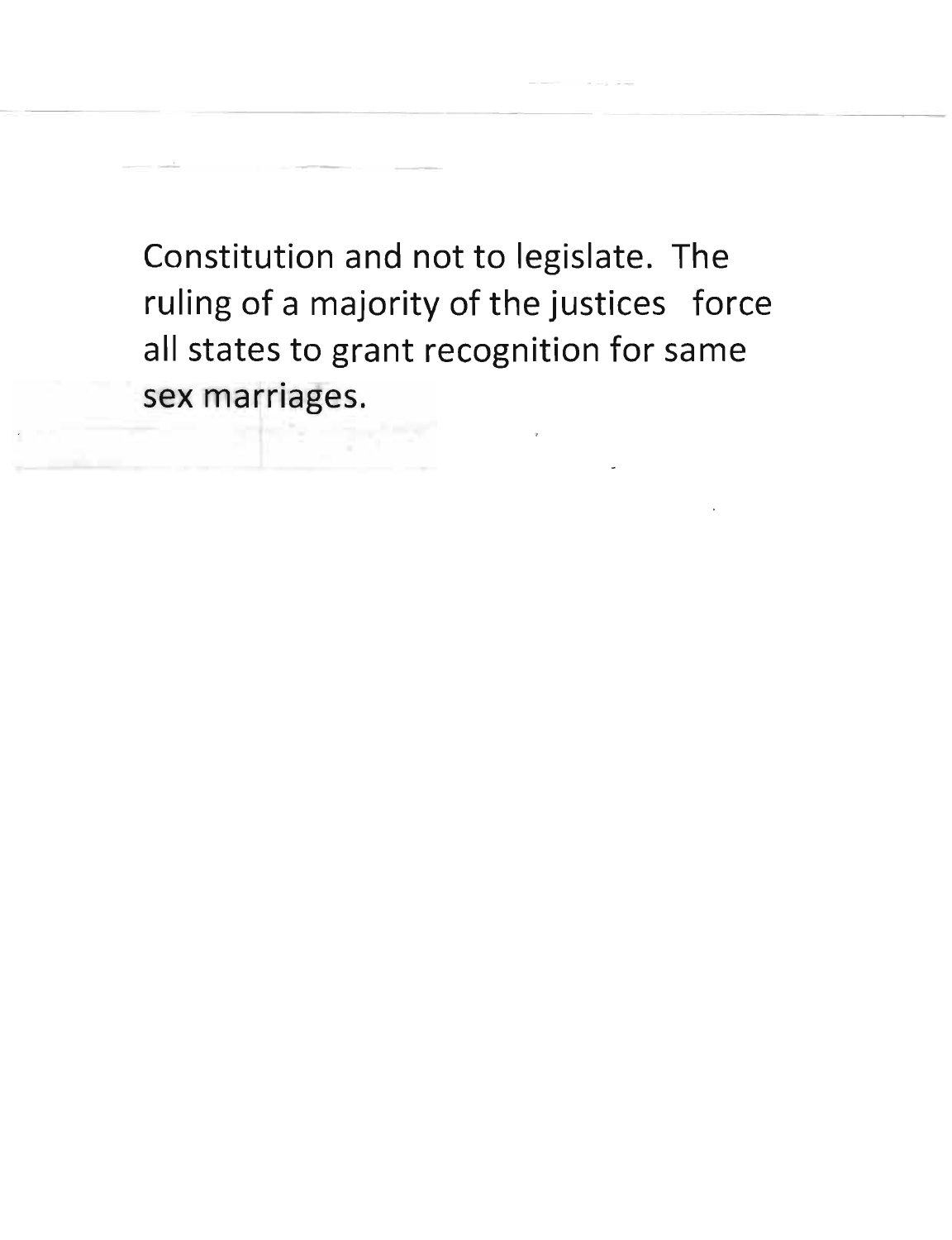Constitution and not to legislate. The ruling of a majority of the justices force all states to grant recognition for same sex marriages.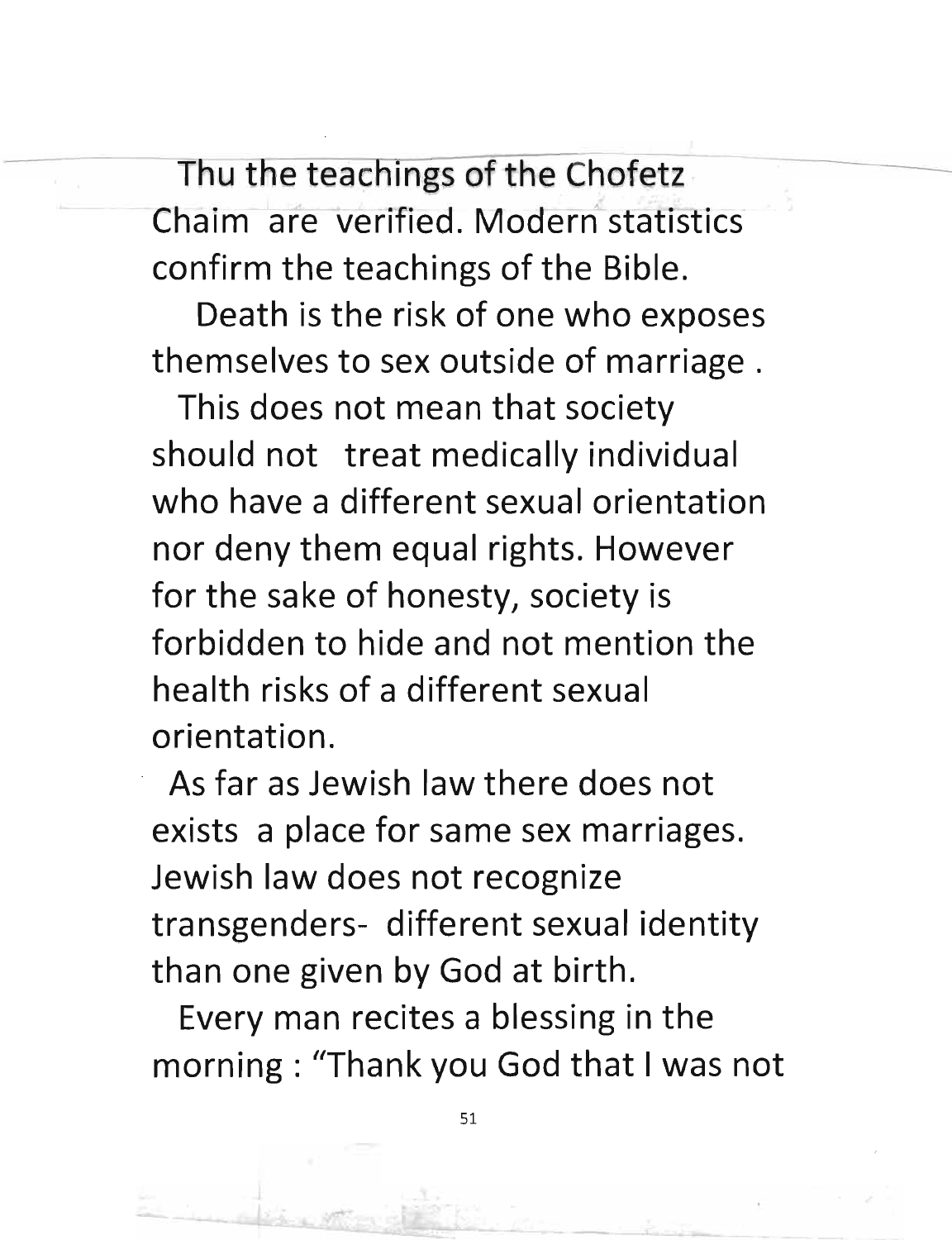Thu the teachings of the Chofetz Chaim are verified. Modern statistics confirm the teachings of the Bible.

Death is the risk of one who exposes themselves to sex outside of marriage .

This does not mean that society should not treat medically individual who have a different sexual orientation nor deny them equal rights. However for the sake of honesty, society is forbidden to hide and not mention the health risks of a different sexual orientation.

As far as Jewish law there does not exists a place for same sex marriages. Jewish law does not recognize transgenders- different sexual identity than one given by God at birth.

Every man recites a blessing in the morning : "Thank you God that I was not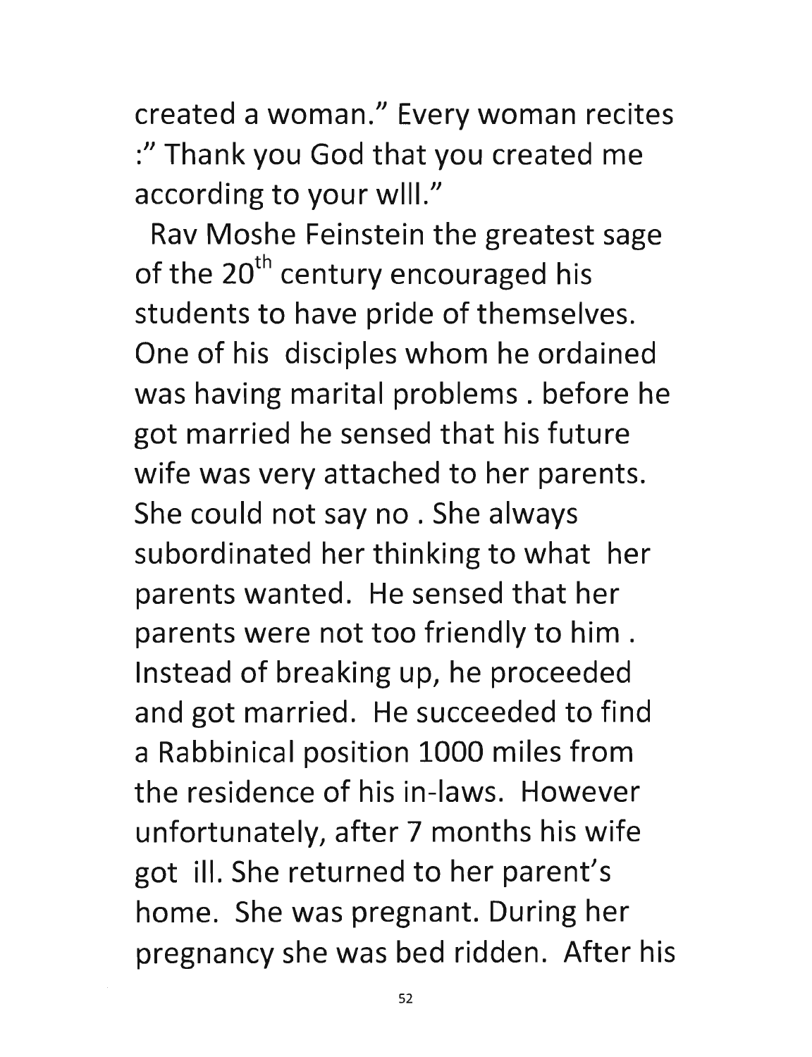created a woman." Every woman recites :" Thank you God that you created me according to your wlll."

Rav Moshe Feinstein the greatest sage of the $20^{th}$ century encouraged his students to have pride of themselves. One of his disciples whom he ordained was having marital problems . before he got married he sensed that his future wife was very attached to her parents. She could not say no . She always subordinated her thinking to what her parents wanted. He sensed that her parents were not too friendly to him . Instead of breaking up, he proceeded and got married. He succeeded to find a Rabbinical position 1000 miles from the residence of his in-laws. However unfortunately, after 7 months his wife got ill. She returned to her parent's home. She was pregnant. During her pregnancy she was bed ridden. After his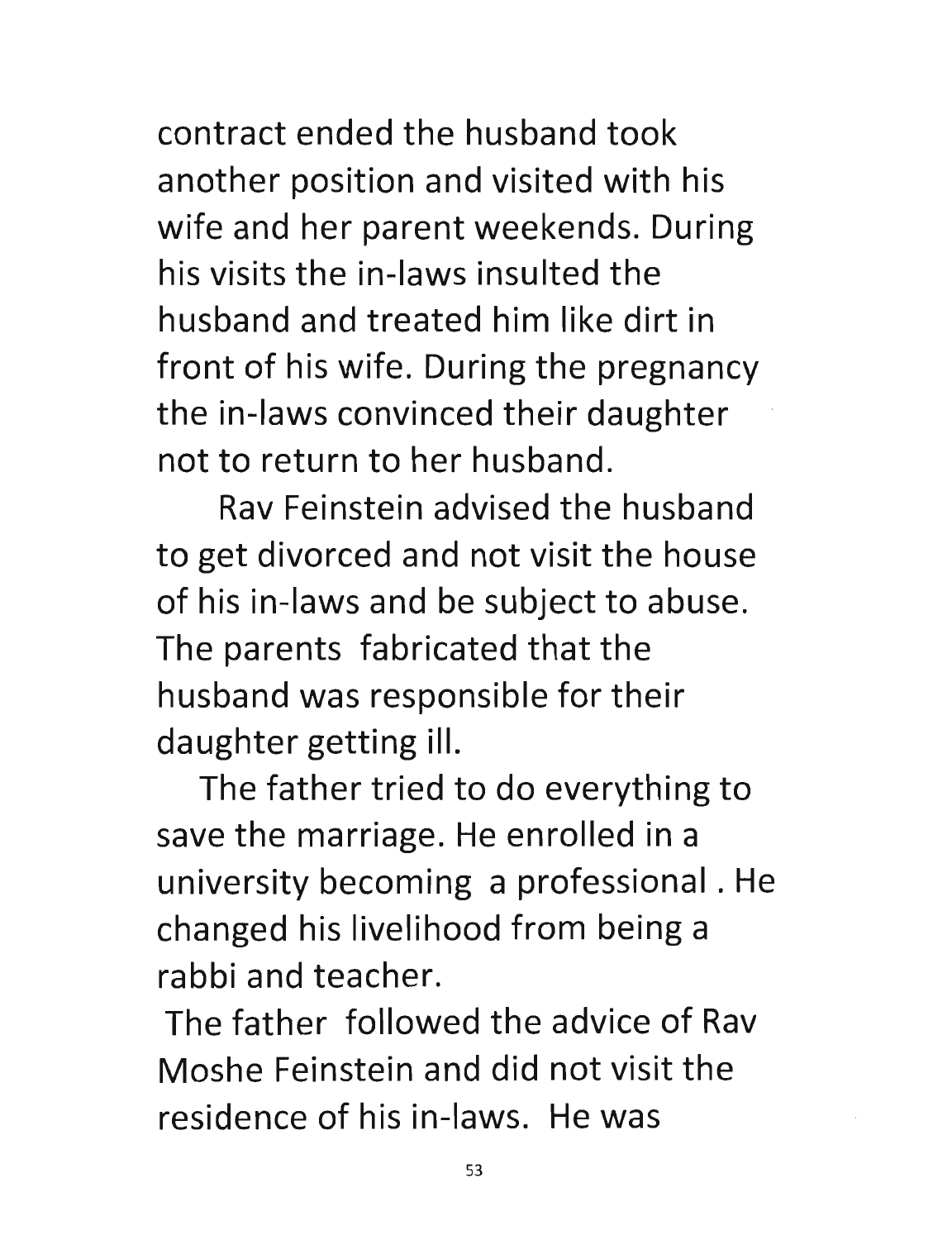contract ended the husband took another position and visited with his wife and her parent weekends. During his visits the in-laws insulted the husband and treated him like dirt in front of his wife. During the pregnancy the in-laws convinced their daughter not to return to her husband.

Rav Feinstein advised the husband to get divorced and not visit the house of his in-laws and be subject to abuse. The parents fabricated that the husband was responsible for their daughter getting ill.

The father tried to do everything to save the marriage. He enrolled in a university becoming a professional . He changed his livelihood from being a rabbi and teacher.

The father followed the advice of Rav Moshe Feinstein and did not visit the residence of his in-laws. He was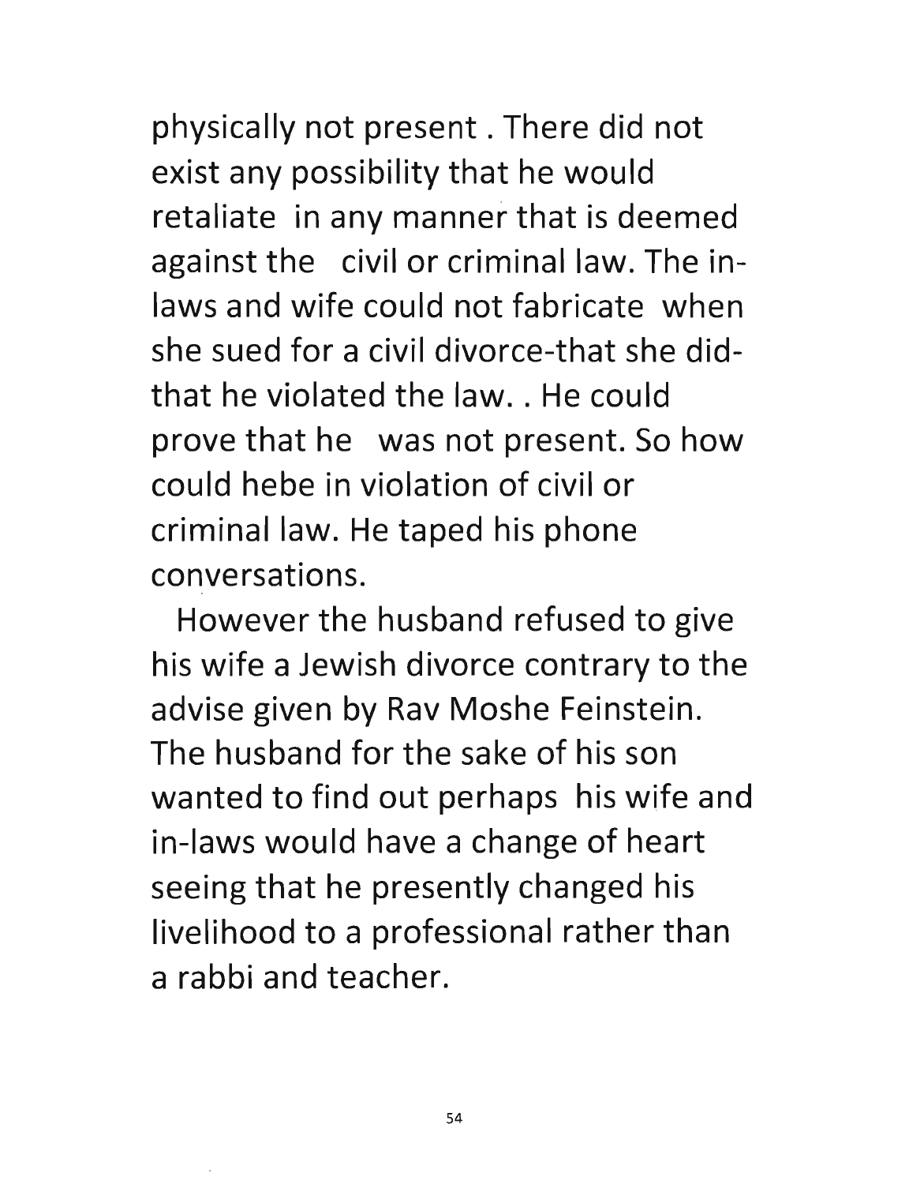physically not present . There did not exist any possibility that he would retaliate in any manner that is deemed against the civil or criminal law. The in-laws and wife could not fabricate when she sued for a civil divorce-that she did-that he violated the law. . He could prove that he was not present. So how could hebe in violation of civil or criminal law. He taped his phone conversations.

However the husband refused to give his wife a Jewish divorce contrary to the advise given by Rav Moshe Feinstein. The husband for the sake of his son wanted to find out perhaps his wife and in-laws would have a change of heart seeing that he presently changed his livelihood to a professional rather than a rabbi and teacher.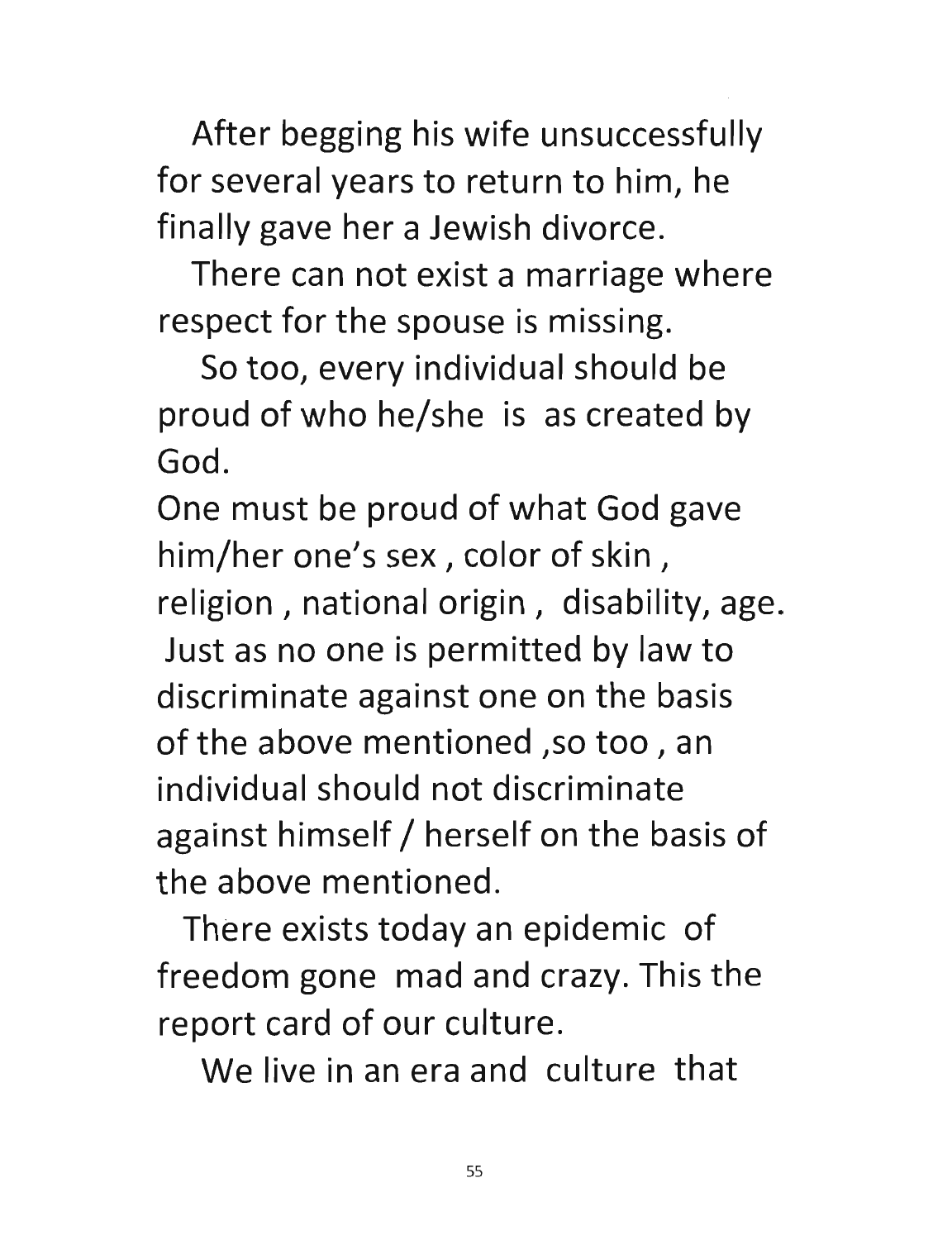After begging his wife unsuccessfully for several years to return to him, he finally gave her a Jewish divorce.

There can not exist a marriage where respect for the spouse is missing.

So too, every individual should be proud of who he/she is as created by God.

One must be proud of what God gave him/her one's sex , color of skin , religion , national origin , disability, age. Just as no one is permitted by law to discriminate against one on the basis of the above mentioned ,so too , an individual should not discriminate against himself / herself on the basis of the above mentioned.

There exists today an epidemic of freedom gone mad and crazy. This the report card of our culture.

We live in an era and culture that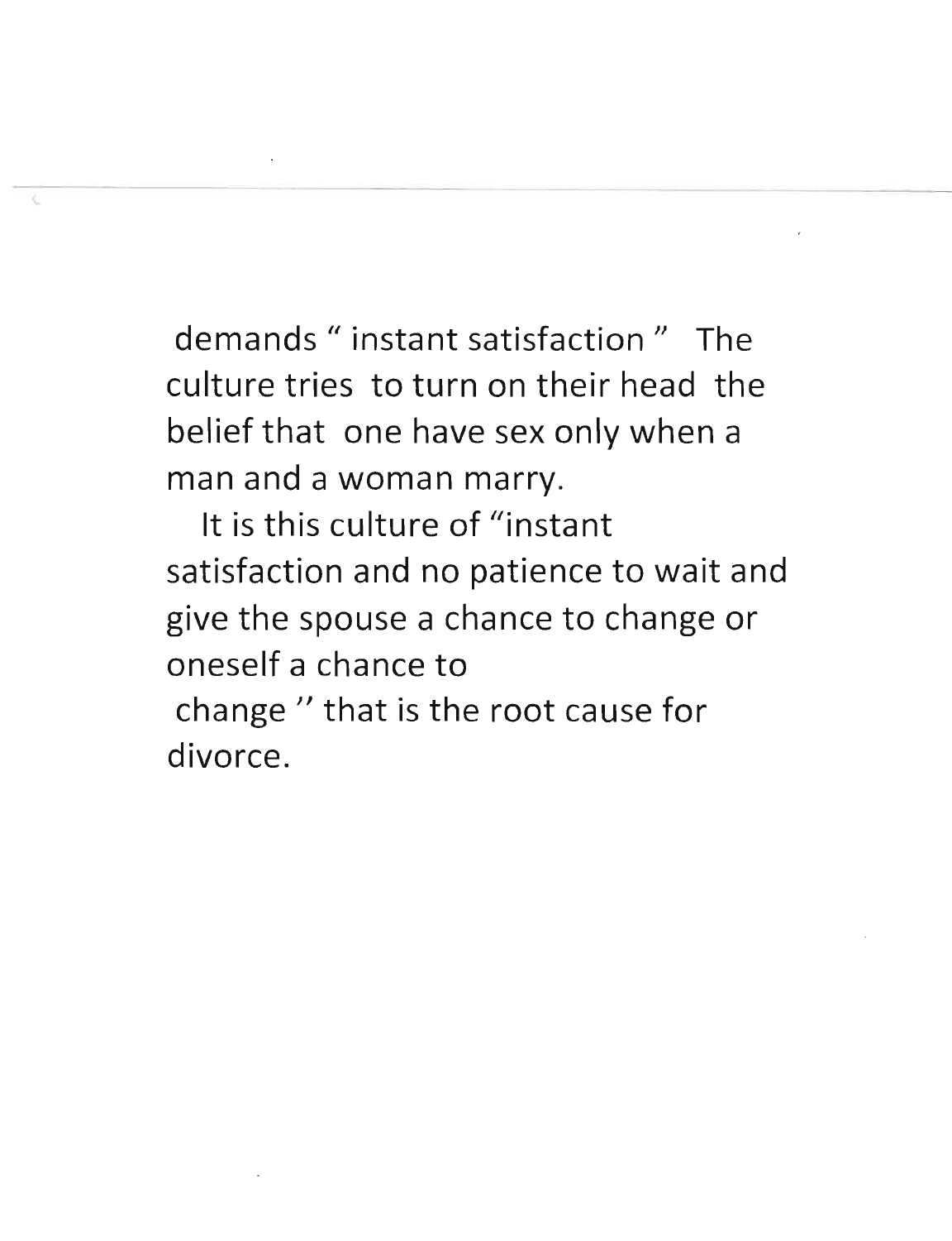demands " instant satisfaction " The culture tries to turn on their head the belief that one have sex only when a man and a woman marry.

It is this culture of "instant satisfaction and no patience to wait and give the spouse a chance to change or oneself a chance to change " that is the root cause for divorce.